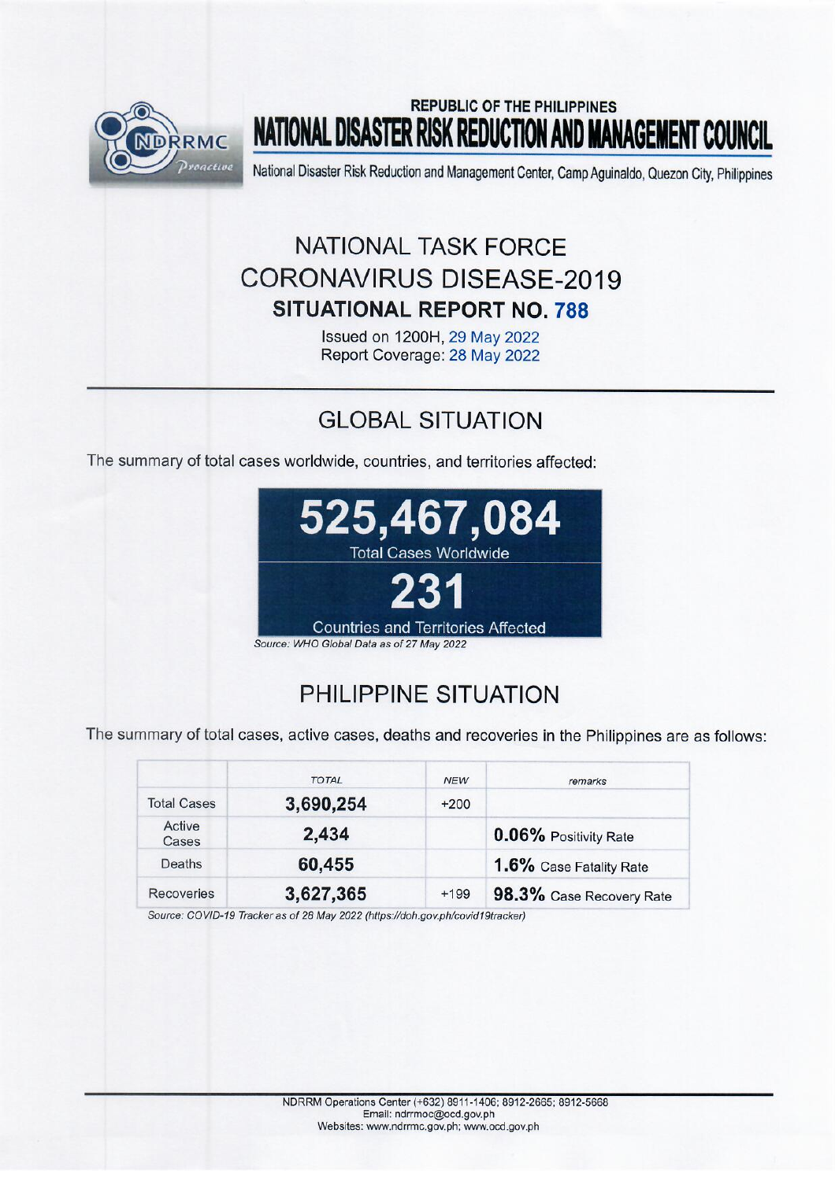REPUBLIC OF THE PHILIPPINES

# NATIONAL DISASTER RISK REDUCTION AND MANAGEMENT COUNCIL

National Disaster Risk Reduction and Management Center, Camp Aguinaldo, Quezon City, Philippines

## NATIONAL TASK FORCE CORONAVIRUS DISEASE-2019

## SITUATIONAL REPORT NO. 788

Issued on 1200H, 29 May 2022
Report Coverage: 28 May 2022

## GLOBAL SITUATION

The summary of total cases worldwide, countries, and territories affected:

**525,467,084**
Total Cases Worldwide

**231**
Countries and Territories Affected

*Source: WHO Global Data as of 27 May 2022*

## PHILIPPINE SITUATION

The summary of total cases, active cases, deaths and recoveries in the Philippines are as follows:

| | TOTAL | NEW | remarks |
|---|---|---|---|
| Total Cases | **3,690,254** | +200 | |
| Active Cases | **2,434** | | **0.06%** Positivity Rate |
| Deaths | **60,455** | | **1.6%** Case Fatality Rate |
| Recoveries | **3,627,365** | +199 | **98.3%** Case Recovery Rate |

*Source: COVID-19 Tracker as of 28 May 2022 (https://doh.gov.ph/covid19tracker)*

NDRRM Operations Center (+632) 8911-1406; 8912-2665; 8912-5668
Email: ndrrmoc@ocd.gov.ph
Websites: www.ndrrmc.gov.ph; www.ocd.gov.ph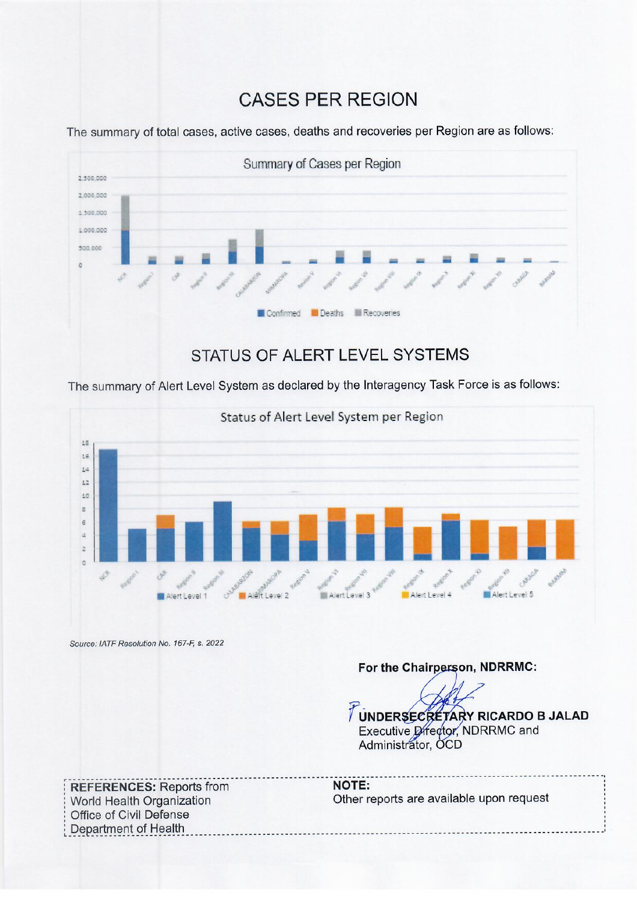# CASES PER REGION

The summary of total cases, active cases, deaths and recoveries per Region are as follows:

# STATUS OF ALERT LEVEL SYSTEMS

The summary of Alert Level System as declared by the Interagency Task Force is as follows:

*Source: IATF Resolution No. 167-F, s. 2022*

**For the Chairperson, NDRRMC:**

**UNDERSECRETARY RICARDO B JALAD**
Executive Director, NDRRMC and
Administrator, OCD

**REFERENCES:** Reports from
World Health Organization
Office of Civil Defense
Department of Health

**NOTE:**
Other reports are available upon request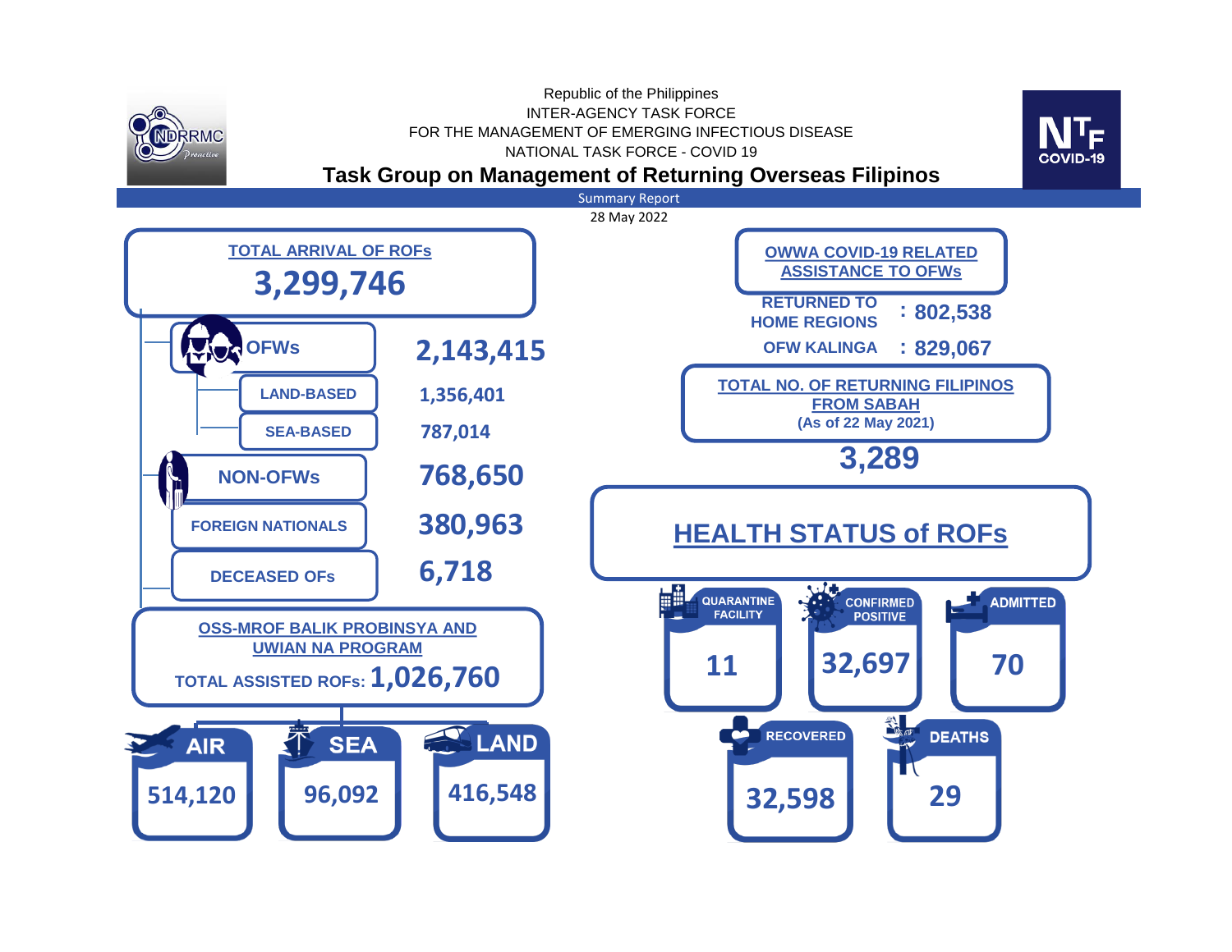Republic of the Philippines
INTER-AGENCY TASK FORCE
FOR THE MANAGEMENT OF EMERGING INFECTIOUS DISEASE
NATIONAL TASK FORCE - COVID 19

# Task Group on Management of Returning Overseas Filipinos

Summary Report
28 May 2022

## TOTAL ARRIVAL OF ROFs

**3,299,746**

| Category | Count |
|---|---|
| OFWs | 2,143,415 |
| LAND-BASED | 1,356,401 |
| SEA-BASED | 787,014 |
| NON-OFWs | 768,650 |
| FOREIGN NATIONALS | 380,963 |
| DECEASED OFs | 6,718 |

## OSS-MROF BALIK PROBINSYA AND UWIAN NA PROGRAM

TOTAL ASSISTED ROFs: **1,026,760**

| AIR | SEA | LAND |
|---|---|---|
| 514,120 | 96,092 | 416,548 |

## OWWA COVID-19 RELATED ASSISTANCE TO OFWs

RETURNED TO HOME REGIONS : **802,538**

OFW KALINGA : **829,067**

## TOTAL NO. OF RETURNING FILIPINOS FROM SABAH

(As of 22 May 2021)

**3,289**

## HEALTH STATUS of ROFs

| QUARANTINE FACILITY | CONFIRMED POSITIVE | ADMITTED | RECOVERED | DEATHS |
|---|---|---|---|---|
| 11 | 32,697 | 70 | 32,598 | 29 |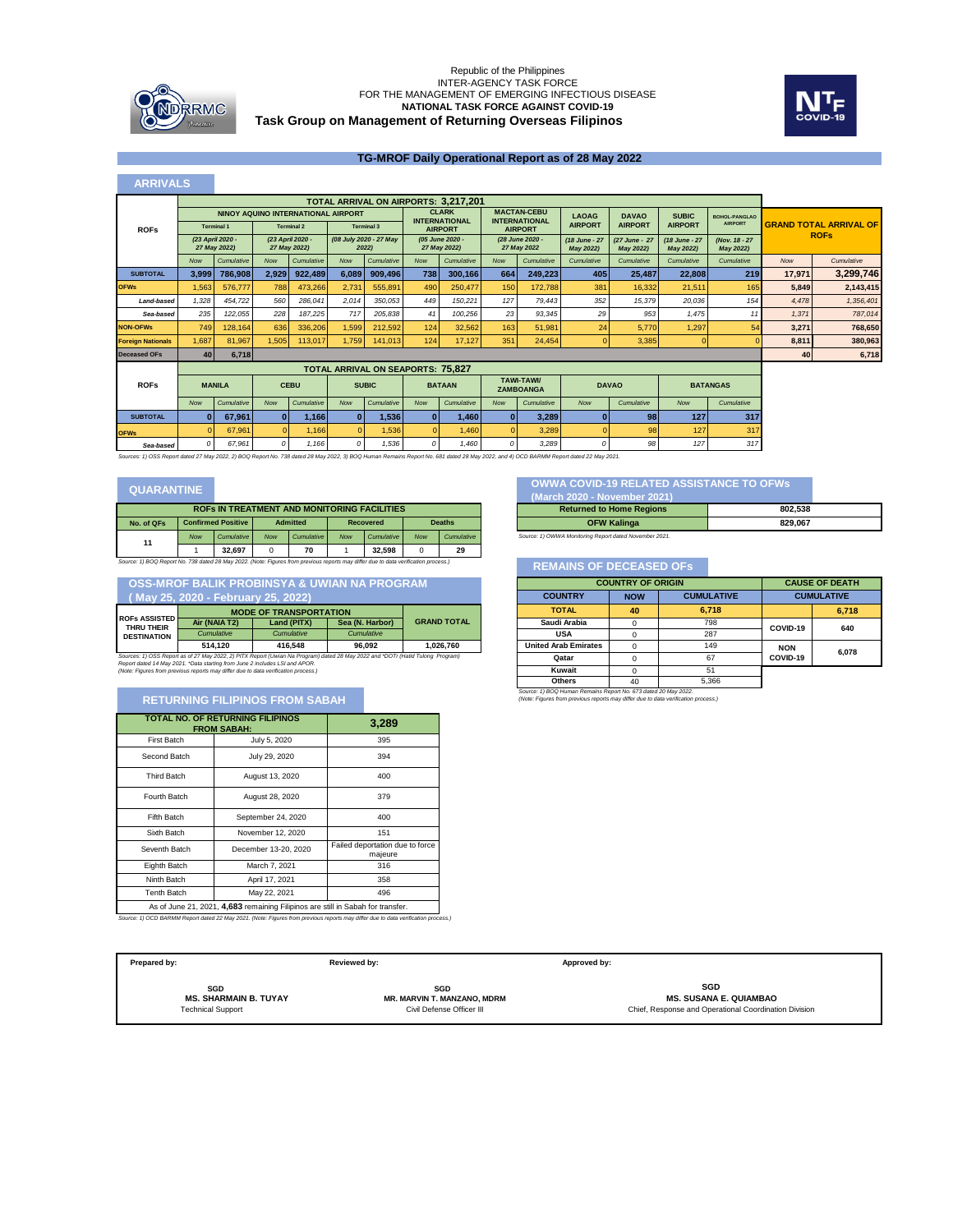Republic of the Philippines
INTER-AGENCY TASK FORCE
FOR THE MANAGEMENT OF EMERGING INFECTIOUS DISEASE
**NATIONAL TASK FORCE AGAINST COVID-19**
**Task Group on Management of Returning Overseas Filipinos**

## TG-MROF Daily Operational Report as of 28 May 2022

## ARRIVALS

**TOTAL ARRIVAL ON AIRPORTS: 3,217,201**

| ROFs | NAIA Terminal 1 (23 April 2020 - 27 May 2022) Now | NAIA Terminal 1 Cumulative | NAIA Terminal 2 (23 April 2020 - 27 May 2022) Now | NAIA Terminal 2 Cumulative | NAIA Terminal 3 (08 July 2020 - 27 May 2022) Now | NAIA Terminal 3 Cumulative | Clark International Airport (05 June 2020 - 27 May 2022) Now | Clark Cumulative | Mactan-Cebu International Airport (28 June 2020 - 27 May 2022) Now | Mactan-Cebu Cumulative | Laoag Airport (18 June - 27 May 2022) Cumulative | Davao Airport (27 June - 27 May 2022) Cumulative | Subic Airport (18 June - 27 May 2022) Cumulative | Bohol-Panglao Airport (Nov. 18 - 27 May 2022) Cumulative | Grand Total Arrival of ROFs Now | Grand Total Cumulative |
|---|---|---|---|---|---|---|---|---|---|---|---|---|---|---|---|---|
| **SUBTOTAL** | **3,999** | **786,908** | **2,929** | **922,489** | **6,089** | **909,496** | **738** | **300,166** | **664** | **249,223** | **405** | **25,487** | **22,808** | **219** | **17,971** | **3,299,746** |
| **OFWs** | 1,563 | 576,777 | 788 | 473,266 | 2,731 | 555,891 | 490 | 250,477 | 150 | 172,788 | 381 | 16,332 | 21,511 | 165 | **5,849** | **2,143,415** |
| *Land-based* | *1,328* | *454,722* | *560* | *286,041* | *2,014* | *350,053* | *449* | *150,221* | *127* | *79,443* | *352* | *15,379* | *20,036* | *154* | *4,478* | *1,356,401* |
| *Sea-based* | *235* | *122,055* | *228* | *187,225* | *717* | *205,838* | *41* | *100,256* | *23* | *93,345* | *29* | *953* | *1,475* | *11* | *1,371* | *787,014* |
| **NON-OFWs** | 749 | 128,164 | 636 | 336,206 | 1,599 | 212,592 | 124 | 32,562 | 163 | 51,981 | 24 | 5,770 | 1,297 | 54 | **3,271** | **768,650** |
| **Foreign Nationals** | 1,687 | 81,967 | 1,505 | 113,017 | 1,759 | 141,013 | 124 | 17,127 | 351 | 24,454 | 0 | 3,385 | 0 | 0 | **8,811** | **380,963** |
| **Deceased OFs** | 40 | 6,718 | | | | | | | | | | | | | **40** | **6,718** |

**TOTAL ARRIVAL ON SEAPORTS: 75,827**

| ROFs | Manila Now | Manila Cumulative | Cebu Now | Cebu Cumulative | Subic Now | Subic Cumulative | Bataan Now | Bataan Cumulative | Tawi-Tawi/Zamboanga Now | Tawi-Tawi/Zamboanga Cumulative | Davao Now | Davao Cumulative | Batangas Now | Batangas Cumulative |
|---|---|---|---|---|---|---|---|---|---|---|---|---|---|---|
| **SUBTOTAL** | **0** | **67,961** | **0** | **1,166** | **0** | **1,536** | **0** | **1,460** | **0** | **3,289** | **0** | **98** | **127** | **317** |
| **OFWs** | 0 | 67,961 | 0 | 1,166 | 0 | 1,536 | 0 | 1,460 | 0 | 3,289 | 0 | 98 | 127 | 317 |
| *Sea-based* | *0* | *67,961* | *0* | *1,166* | *0* | *1,536* | *0* | *1,460* | *0* | *3,289* | *0* | *98* | *127* | *317* |

*Sources: 1) OSS Report dated 27 May 2022, 2) BOQ Report No. 738 dated 28 May 2022, 3) BOQ Human Remains Report No. 681 dated 28 May 2022, and 4) OCD BARMM Report dated 22 May 2021.*

## QUARANTINE

**ROFs IN TREATMENT AND MONITORING FACILITIES**

| No. of QFs | Confirmed Positive Now | Confirmed Positive Cumulative | Admitted Now | Admitted Cumulative | Recovered Now | Recovered Cumulative | Deaths Now | Deaths Cumulative |
|---|---|---|---|---|---|---|---|---|
| 11 | 1 | 32,697 | 0 | 70 | 1 | 32,598 | 0 | 29 |

*Source: 1) BOQ Report No. 738 dated 28 May 2022. (Note: Figures from previous reports may differ due to data verification process.)*

## OSS-MROF BALIK PROBINSYA & UWIAN NA PROGRAM ( May 25, 2020 - February 25, 2022)

| ROFs ASSISTED THRU THEIR DESTINATION | Air (NAIA T2) Cumulative | Land (PITX) Cumulative | Sea (N. Harbor) Cumulative | GRAND TOTAL |
|---|---|---|---|---|
| | 514,120 | 416,548 | 96,092 | 1,026,760 |

*Sources: 1) OSS Report as of 27 May 2022, 2) PITX Report (Uwian Na Program) dated 28 May 2022 and \*DOTr (Hatid Tulong Program) Report dated 14 May 2021. \*Data starting from June 2 includes LSI and APOR. (Note: Figures from previous reports may differ due to data verification process.)*

## RETURNING FILIPINOS FROM SABAH

| TOTAL NO. OF RETURNING FILIPINOS FROM SABAH: | | 3,289 |
|---|---|---|
| First Batch | July 5, 2020 | 395 |
| Second Batch | July 29, 2020 | 394 |
| Third Batch | August 13, 2020 | 400 |
| Fourth Batch | August 28, 2020 | 379 |
| Fifth Batch | September 24, 2020 | 400 |
| Sixth Batch | November 12, 2020 | 151 |
| Seventh Batch | December 13-20, 2020 | Failed deportation due to force majeure |
| Eighth Batch | March 7, 2021 | 316 |
| Ninth Batch | April 17, 2021 | 358 |
| Tenth Batch | May 22, 2021 | 496 |

As of June 21, 2021, **4,683** remaining Filipinos are still in Sabah for transfer.

*Source: 1) OCD BARMM Report dated 22 May 2021. (Note: Figures from previous reports may differ due to data verification process.)*

## OWWA COVID-19 RELATED ASSISTANCE TO OFWs (March 2020 - November 2021)

| | |
|---|---|
| Returned to Home Regions | 802,538 |
| OFW Kalinga | 829,067 |

*Source: 1) OWWA Monitoring Report dated November 2021.*

## REMAINS OF DECEASED OFs

| COUNTRY | NOW | CUMULATIVE | CAUSE OF DEATH | CUMULATIVE |
|---|---|---|---|---|
| **TOTAL** | **40** | **6,718** | | **6,718** |
| Saudi Arabia | 0 | 798 | COVID-19 | 640 |
| USA | 0 | 287 | | |
| United Arab Emirates | 0 | 149 | NON COVID-19 | 6,078 |
| Qatar | 0 | 67 | | |
| Kuwait | 0 | 51 | | |
| Others | 40 | 5,366 | | |

*Source: 1) BOQ Human Remains Report No. 673 dated 20 May 2022. (Note: Figures from previous reports may differ due to data verification process.)*

| Prepared by: | Reviewed by: | Approved by: |
|---|---|---|
| SGD **MS. SHARMAIN B. TUYAY** Technical Support | SGD **MR. MARVIN T. MANZANO, MDRM** Civil Defense Officer III | SGD **MS. SUSANA E. QUIAMBAO** Chief, Response and Operational Coordination Division |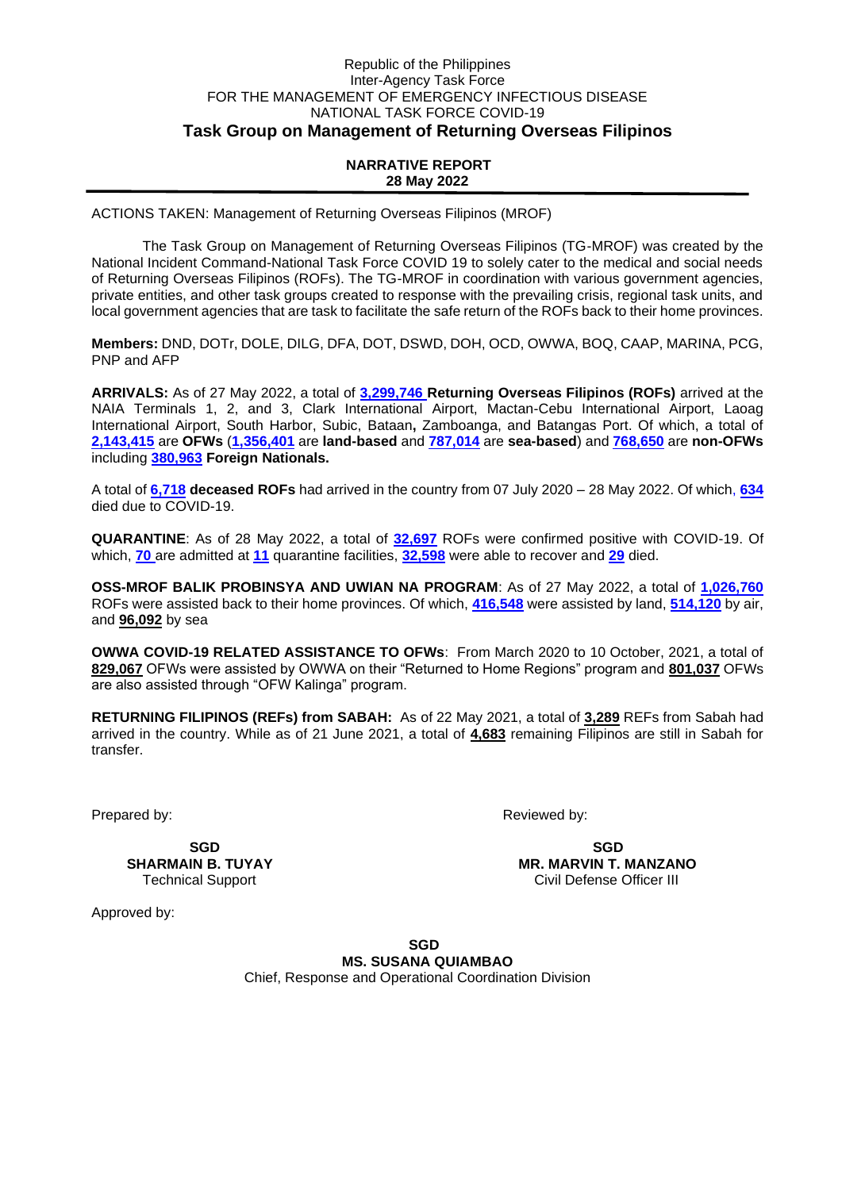Republic of the Philippines
Inter-Agency Task Force
FOR THE MANAGEMENT OF EMERGENCY INFECTIOUS DISEASE
NATIONAL TASK FORCE COVID-19

**Task Group on Management of Returning Overseas Filipinos**

**NARRATIVE REPORT**
**28 May 2022**

---

ACTIONS TAKEN: Management of Returning Overseas Filipinos (MROF)

The Task Group on Management of Returning Overseas Filipinos (TG-MROF) was created by the National Incident Command-National Task Force COVID 19 to solely cater to the medical and social needs of Returning Overseas Filipinos (ROFs). The TG-MROF in coordination with various government agencies, private entities, and other task groups created to response with the prevailing crisis, regional task units, and local government agencies that are task to facilitate the safe return of the ROFs back to their home provinces.

**Members:** DND, DOTr, DOLE, DILG, DFA, DOT, DSWD, DOH, OCD, OWWA, BOQ, CAAP, MARINA, PCG, PNP and AFP

**ARRIVALS:** As of 27 May 2022, a total of **3,299,746 Returning Overseas Filipinos (ROFs)** arrived at the NAIA Terminals 1, 2, and 3, Clark International Airport, Mactan-Cebu International Airport, Laoag International Airport, South Harbor, Subic, Bataan**,** Zamboanga, and Batangas Port. Of which, a total of **2,143,415** are **OFWs** (**1,356,401** are **land-based** and **787,014** are **sea-based**) and **768,650** are **non-OFWs** including **380,963 Foreign Nationals.**

A total of **6,718 deceased ROFs** had arrived in the country from 07 July 2020 – 28 May 2022. Of which, **634** died due to COVID-19.

**QUARANTINE**: As of 28 May 2022, a total of **32,697** ROFs were confirmed positive with COVID-19. Of which, **70** are admitted at **11** quarantine facilities, **32,598** were able to recover and **29** died.

**OSS-MROF BALIK PROBINSYA AND UWIAN NA PROGRAM**: As of 27 May 2022, a total of **1,026,760** ROFs were assisted back to their home provinces. Of which, **416,548** were assisted by land, **514,120** by air, and **96,092** by sea

**OWWA COVID-19 RELATED ASSISTANCE TO OFWs**: From March 2020 to 10 October, 2021, a total of **829,067** OFWs were assisted by OWWA on their "Returned to Home Regions" program and **801,037** OFWs are also assisted through "OFW Kalinga" program.

**RETURNING FILIPINOS (REFs) from SABAH:** As of 22 May 2021, a total of **3,289** REFs from Sabah had arrived in the country. While as of 21 June 2021, a total of **4,683** remaining Filipinos are still in Sabah for transfer.

Prepared by:

**SGD**
**SHARMAIN B. TUYAY**
Technical Support

Reviewed by:

**SGD**
**MR. MARVIN T. MANZANO**
Civil Defense Officer III

Approved by:

**SGD**
**MS. SUSANA QUIAMBAO**
Chief, Response and Operational Coordination Division